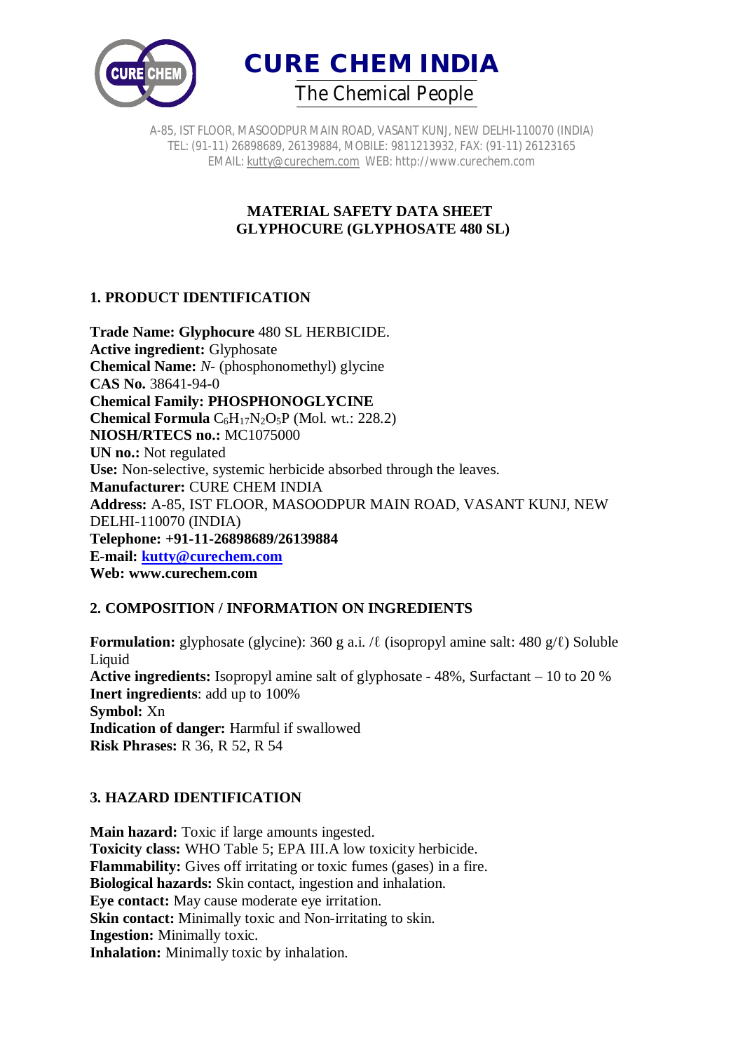# CURE CHEM INDIA

The Chemical People

A-85, IST FLOOR, MASOODPUR MAIN ROAD, VASANT KUNJ, NEW DELHI-110070 (INDIA)
TEL: (91-11) 26898689, 26139884, MOBILE: 9811213932, FAX: (91-11) 26123165
EMAIL: kutty@curechem.com WEB: http://www.curechem.com

## MATERIAL SAFETY DATA SHEET
## GLYPHOCURE (GLYPHOSATE 480 SL)

### 1. PRODUCT IDENTIFICATION

**Trade Name: Glyphocure** 480 SL HERBICIDE.
**Active ingredient:** Glyphosate
**Chemical Name:** *N*- (phosphonomethyl) glycine
**CAS No.** 38641-94-0
**Chemical Family: PHOSPHONOGLYCINE**
**Chemical Formula** $C_6H_{17}N_2O_5P$ (Mol. wt.: 228.2)
**NIOSH/RTECS no.:** MC1075000
**UN no.:** Not regulated
**Use:** Non-selective, systemic herbicide absorbed through the leaves.
**Manufacturer:** CURE CHEM INDIA
**Address:** A-85, IST FLOOR, MASOODPUR MAIN ROAD, VASANT KUNJ, NEW DELHI-110070 (INDIA)
**Telephone: +91-11-26898689/26139884**
**E-mail: kutty@curechem.com**
**Web: www.curechem.com**

### 2. COMPOSITION / INFORMATION ON INGREDIENTS

**Formulation:** glyphosate (glycine): 360 g a.i. /ℓ (isopropyl amine salt: 480 g/ℓ) Soluble Liquid
**Active ingredients:** Isopropyl amine salt of glyphosate - 48%, Surfactant – 10 to 20 %
**Inert ingredients**: add up to 100%
**Symbol:** Xn
**Indication of danger:** Harmful if swallowed
**Risk Phrases:** R 36, R 52, R 54

### 3. HAZARD IDENTIFICATION

**Main hazard:** Toxic if large amounts ingested.
**Toxicity class:** WHO Table 5; EPA III.A low toxicity herbicide.
**Flammability:** Gives off irritating or toxic fumes (gases) in a fire.
**Biological hazards:** Skin contact, ingestion and inhalation.
**Eye contact:** May cause moderate eye irritation.
**Skin contact:** Minimally toxic and Non-irritating to skin.
**Ingestion:** Minimally toxic.
**Inhalation:** Minimally toxic by inhalation.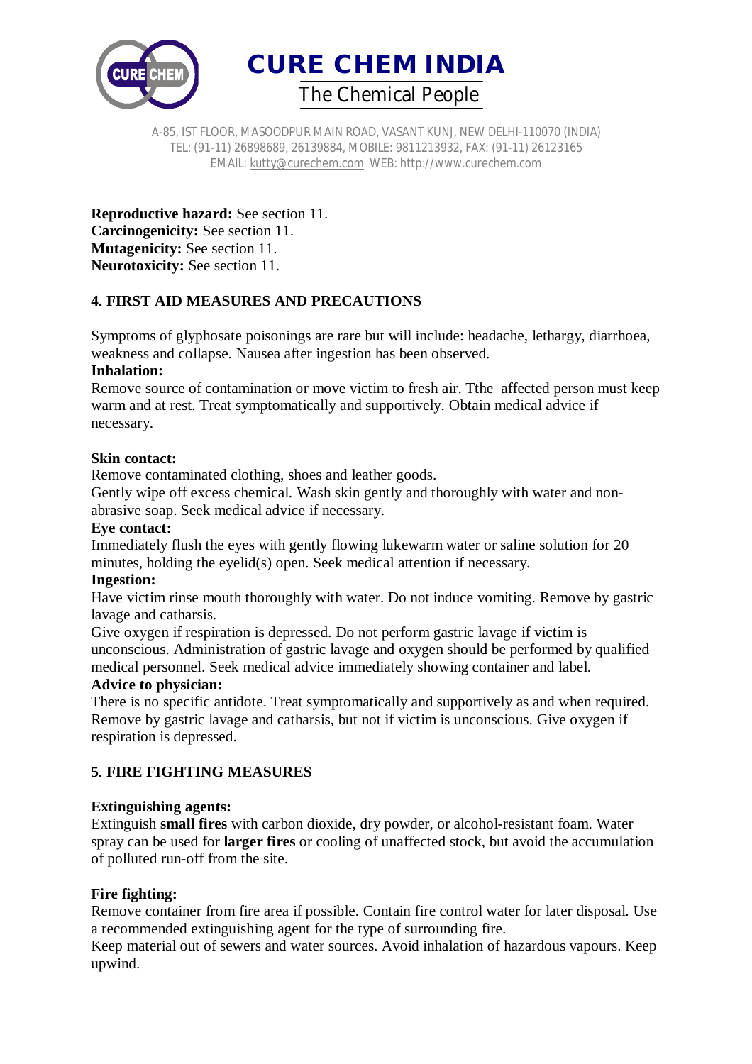**Reproductive hazard:** See section 11.
**Carcinogenicity:** See section 11.
**Mutagenicity:** See section 11.
**Neurotoxicity:** See section 11.

## 4. FIRST AID MEASURES AND PRECAUTIONS

Symptoms of glyphosate poisonings are rare but will include: headache, lethargy, diarrhoea, weakness and collapse. Nausea after ingestion has been observed.

**Inhalation:**
Remove source of contamination or move victim to fresh air. Tthe affected person must keep warm and at rest. Treat symptomatically and supportively. Obtain medical advice if necessary.

**Skin contact:**
Remove contaminated clothing, shoes and leather goods.
Gently wipe off excess chemical. Wash skin gently and thoroughly with water and non-abrasive soap. Seek medical advice if necessary.

**Eye contact:**
Immediately flush the eyes with gently flowing lukewarm water or saline solution for 20 minutes, holding the eyelid(s) open. Seek medical attention if necessary.

**Ingestion:**
Have victim rinse mouth thoroughly with water. Do not induce vomiting. Remove by gastric lavage and catharsis.
Give oxygen if respiration is depressed. Do not perform gastric lavage if victim is unconscious. Administration of gastric lavage and oxygen should be performed by qualified medical personnel. Seek medical advice immediately showing container and label.

**Advice to physician:**
There is no specific antidote. Treat symptomatically and supportively as and when required. Remove by gastric lavage and catharsis, but not if victim is unconscious. Give oxygen if respiration is depressed.

## 5. FIRE FIGHTING MEASURES

**Extinguishing agents:**
Extinguish **small fires** with carbon dioxide, dry powder, or alcohol-resistant foam. Water spray can be used for **larger fires** or cooling of unaffected stock, but avoid the accumulation of polluted run-off from the site.

**Fire fighting:**
Remove container from fire area if possible. Contain fire control water for later disposal. Use a recommended extinguishing agent for the type of surrounding fire.
Keep material out of sewers and water sources. Avoid inhalation of hazardous vapours. Keep upwind.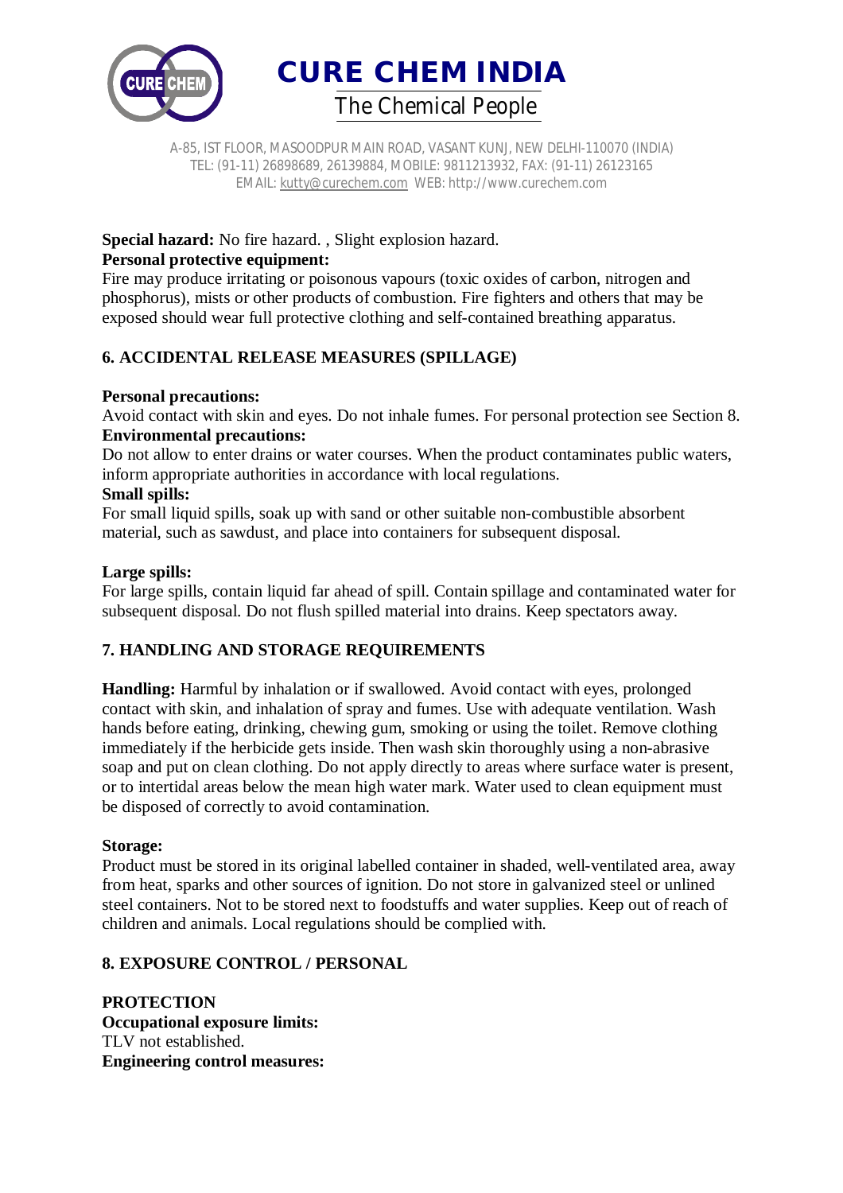**Special hazard:** No fire hazard. , Slight explosion hazard.
**Personal protective equipment:**
Fire may produce irritating or poisonous vapours (toxic oxides of carbon, nitrogen and phosphorus), mists or other products of combustion. Fire fighters and others that may be exposed should wear full protective clothing and self-contained breathing apparatus.

## 6. ACCIDENTAL RELEASE MEASURES (SPILLAGE)

**Personal precautions:**
Avoid contact with skin and eyes. Do not inhale fumes. For personal protection see Section 8.
**Environmental precautions:**
Do not allow to enter drains or water courses. When the product contaminates public waters, inform appropriate authorities in accordance with local regulations.
**Small spills:**
For small liquid spills, soak up with sand or other suitable non-combustible absorbent material, such as sawdust, and place into containers for subsequent disposal.

**Large spills:**
For large spills, contain liquid far ahead of spill. Contain spillage and contaminated water for subsequent disposal. Do not flush spilled material into drains. Keep spectators away.

## 7. HANDLING AND STORAGE REQUIREMENTS

**Handling:** Harmful by inhalation or if swallowed. Avoid contact with eyes, prolonged contact with skin, and inhalation of spray and fumes. Use with adequate ventilation. Wash hands before eating, drinking, chewing gum, smoking or using the toilet. Remove clothing immediately if the herbicide gets inside. Then wash skin thoroughly using a non-abrasive soap and put on clean clothing. Do not apply directly to areas where surface water is present, or to intertidal areas below the mean high water mark. Water used to clean equipment must be disposed of correctly to avoid contamination.

**Storage:**
Product must be stored in its original labelled container in shaded, well-ventilated area, away from heat, sparks and other sources of ignition. Do not store in galvanized steel or unlined steel containers. Not to be stored next to foodstuffs and water supplies. Keep out of reach of children and animals. Local regulations should be complied with.

## 8. EXPOSURE CONTROL / PERSONAL

**PROTECTION**
**Occupational exposure limits:**
TLV not established.
**Engineering control measures:**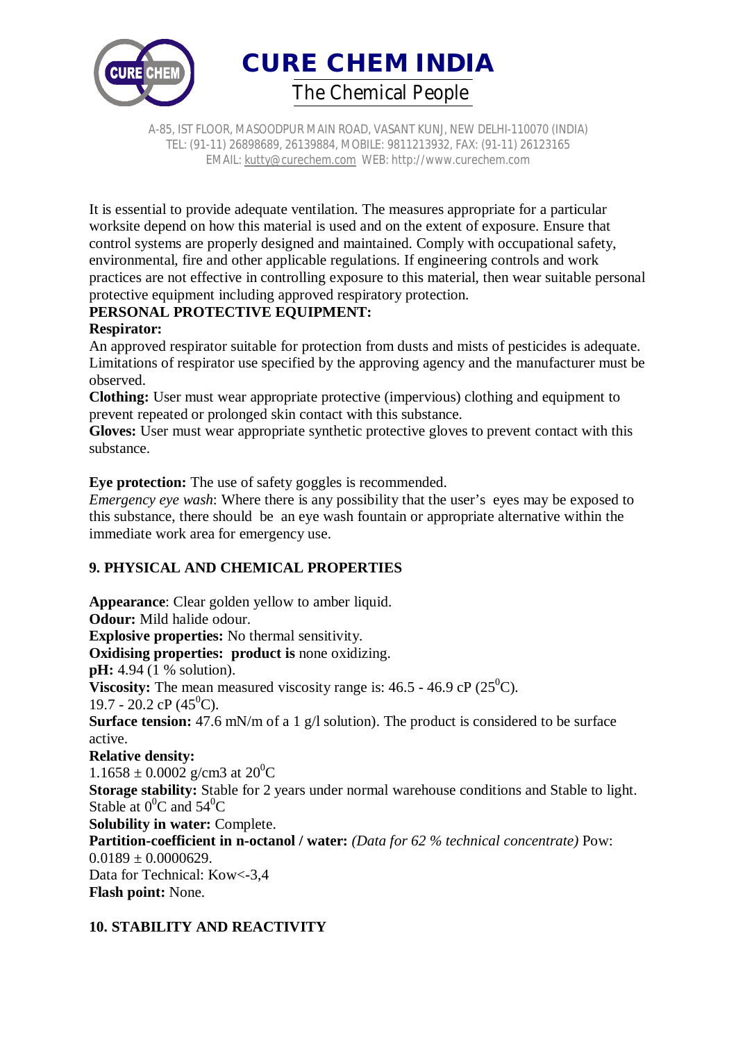It is essential to provide adequate ventilation. The measures appropriate for a particular worksite depend on how this material is used and on the extent of exposure. Ensure that control systems are properly designed and maintained. Comply with occupational safety, environmental, fire and other applicable regulations. If engineering controls and work practices are not effective in controlling exposure to this material, then wear suitable personal protective equipment including approved respiratory protection.

**PERSONAL PROTECTIVE EQUIPMENT:**

**Respirator:**

An approved respirator suitable for protection from dusts and mists of pesticides is adequate. Limitations of respirator use specified by the approving agency and the manufacturer must be observed.

**Clothing:** User must wear appropriate protective (impervious) clothing and equipment to prevent repeated or prolonged skin contact with this substance.

**Gloves:** User must wear appropriate synthetic protective gloves to prevent contact with this substance.

**Eye protection:** The use of safety goggles is recommended.

*Emergency eye wash*: Where there is any possibility that the user's eyes may be exposed to this substance, there should be an eye wash fountain or appropriate alternative within the immediate work area for emergency use.

## 9. PHYSICAL AND CHEMICAL PROPERTIES

**Appearance**: Clear golden yellow to amber liquid.

**Odour:** Mild halide odour.

**Explosive properties:** No thermal sensitivity.

**Oxidising properties: product is** none oxidizing.

**pH:** 4.94 (1 % solution).

**Viscosity:** The mean measured viscosity range is: 46.5 - 46.9 cP ($25^0$C).
19.7 - 20.2 cP ($45^0$C).

**Surface tension:** 47.6 mN/m of a 1 g/l solution). The product is considered to be surface active.

**Relative density:**
1.1658 ± 0.0002 g/cm3 at $20^0$C

**Storage stability:** Stable for 2 years under normal warehouse conditions and Stable to light. Stable at $0^0$C and $54^0$C

**Solubility in water:** Complete.

**Partition-coefficient in n-octanol / water:** *(Data for 62 % technical concentrate)* Pow: 0.0189 ± 0.0000629.
Data for Technical: Kow<-3,4

**Flash point:** None.

## 10. STABILITY AND REACTIVITY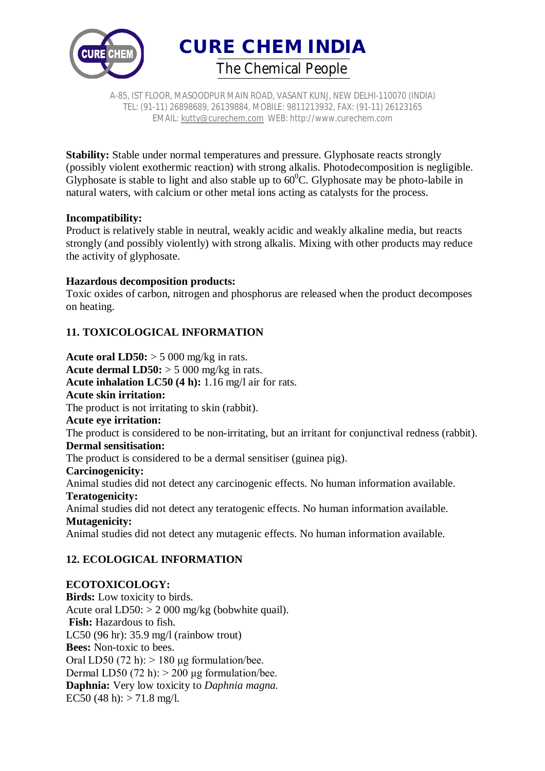**Stability:** Stable under normal temperatures and pressure. Glyphosate reacts strongly (possibly violent exothermic reaction) with strong alkalis. Photodecomposition is negligible. Glyphosate is stable to light and also stable up to $60^0$C. Glyphosate may be photo-labile in natural waters, with calcium or other metal ions acting as catalysts for the process.

**Incompatibility:**
Product is relatively stable in neutral, weakly acidic and weakly alkaline media, but reacts strongly (and possibly violently) with strong alkalis. Mixing with other products may reduce the activity of glyphosate.

**Hazardous decomposition products:**
Toxic oxides of carbon, nitrogen and phosphorus are released when the product decomposes on heating.

## 11. TOXICOLOGICAL INFORMATION

**Acute oral LD50:** > 5 000 mg/kg in rats.
**Acute dermal LD50:** > 5 000 mg/kg in rats.
**Acute inhalation LC50 (4 h):** 1.16 mg/l air for rats.
**Acute skin irritation:**
The product is not irritating to skin (rabbit).
**Acute eye irritation:**
The product is considered to be non-irritating, but an irritant for conjunctival redness (rabbit).
**Dermal sensitisation:**
The product is considered to be a dermal sensitiser (guinea pig).
**Carcinogenicity:**
Animal studies did not detect any carcinogenic effects. No human information available.
**Teratogenicity:**
Animal studies did not detect any teratogenic effects. No human information available.
**Mutagenicity:**
Animal studies did not detect any mutagenic effects. No human information available.

## 12. ECOLOGICAL INFORMATION

**ECOTOXICOLOGY:**
**Birds:** Low toxicity to birds.
Acute oral LD50: > 2 000 mg/kg (bobwhite quail).
**Fish:** Hazardous to fish.
LC50 (96 hr): 35.9 mg/l (rainbow trout)
**Bees:** Non-toxic to bees.
Oral LD50 (72 h): > 180 µg formulation/bee.
Dermal LD50 (72 h): > 200 µg formulation/bee.
**Daphnia:** Very low toxicity to *Daphnia magna.*
EC50 (48 h): > 71.8 mg/l.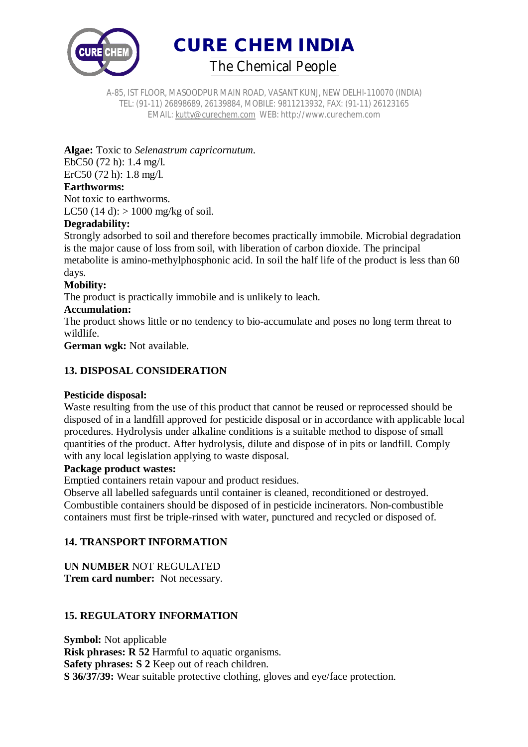**Algae:** Toxic to *Selenastrum capricornutum*.
EbC50 (72 h): 1.4 mg/l.
ErC50 (72 h): 1.8 mg/l.

**Earthworms:**
Not toxic to earthworms.
LC50 (14 d): > 1000 mg/kg of soil.

**Degradability:**
Strongly adsorbed to soil and therefore becomes practically immobile. Microbial degradation is the major cause of loss from soil, with liberation of carbon dioxide. The principal metabolite is amino-methylphosphonic acid. In soil the half life of the product is less than 60 days.

**Mobility:**
The product is practically immobile and is unlikely to leach.

**Accumulation:**
The product shows little or no tendency to bio-accumulate and poses no long term threat to wildlife.

**German wgk:** Not available.

## 13. DISPOSAL CONSIDERATION

**Pesticide disposal:**
Waste resulting from the use of this product that cannot be reused or reprocessed should be disposed of in a landfill approved for pesticide disposal or in accordance with applicable local procedures. Hydrolysis under alkaline conditions is a suitable method to dispose of small quantities of the product. After hydrolysis, dilute and dispose of in pits or landfill. Comply with any local legislation applying to waste disposal.

**Package product wastes:**
Emptied containers retain vapour and product residues.
Observe all labelled safeguards until container is cleaned, reconditioned or destroyed.
Combustible containers should be disposed of in pesticide incinerators. Non-combustible containers must first be triple-rinsed with water, punctured and recycled or disposed of.

## 14. TRANSPORT INFORMATION

**UN NUMBER** NOT REGULATED
**Trem card number:** Not necessary.

## 15. REGULATORY INFORMATION

**Symbol:** Not applicable
**Risk phrases: R 52** Harmful to aquatic organisms.
**Safety phrases: S 2** Keep out of reach children.
**S 36/37/39:** Wear suitable protective clothing, gloves and eye/face protection.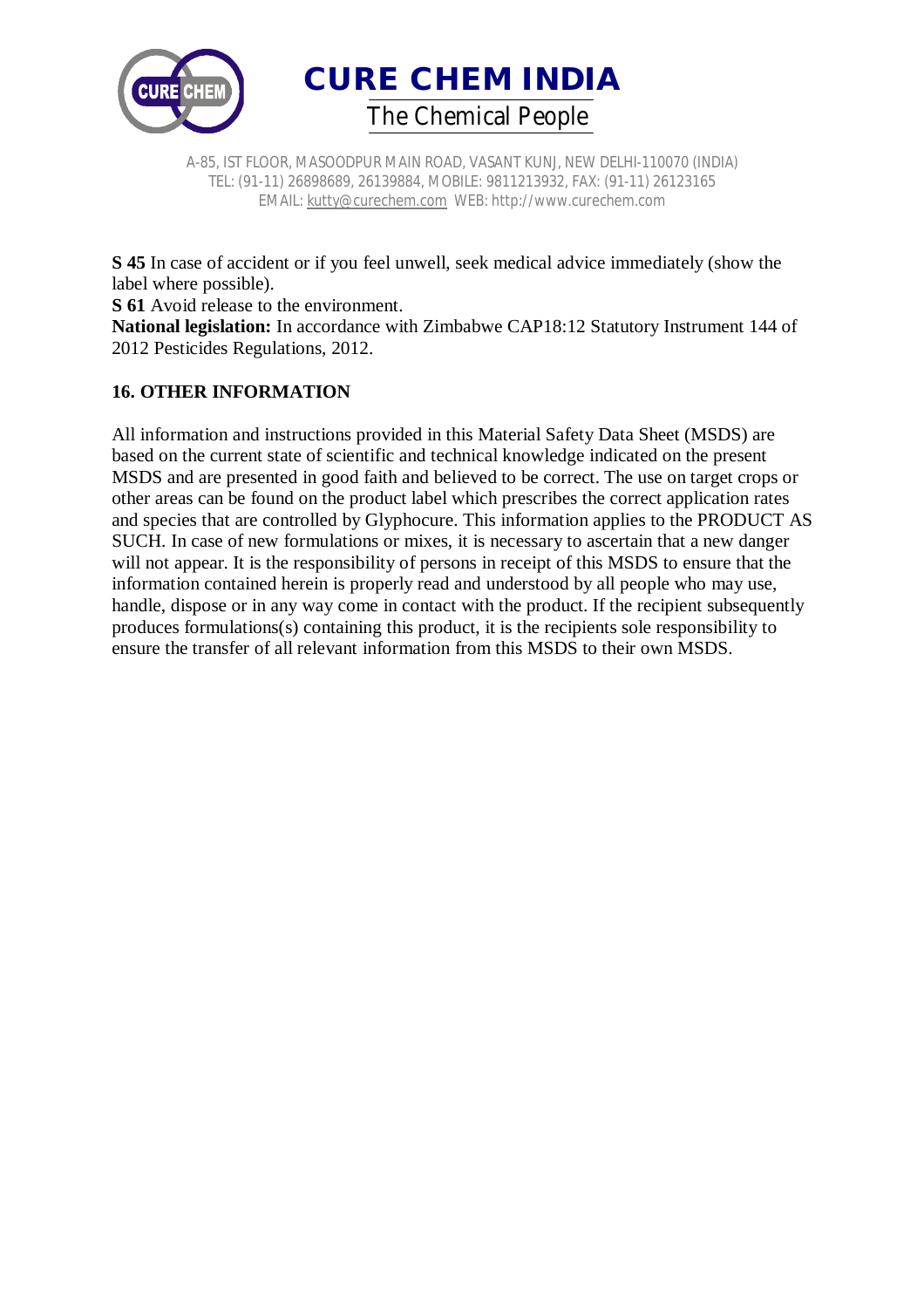**S 45** In case of accident or if you feel unwell, seek medical advice immediately (show the label where possible).
**S 61** Avoid release to the environment.
**National legislation:** In accordance with Zimbabwe CAP18:12 Statutory Instrument 144 of 2012 Pesticides Regulations, 2012.

## 16. OTHER INFORMATION

All information and instructions provided in this Material Safety Data Sheet (MSDS) are based on the current state of scientific and technical knowledge indicated on the present MSDS and are presented in good faith and believed to be correct. The use on target crops or other areas can be found on the product label which prescribes the correct application rates and species that are controlled by Glyphocure. This information applies to the PRODUCT AS SUCH. In case of new formulations or mixes, it is necessary to ascertain that a new danger will not appear. It is the responsibility of persons in receipt of this MSDS to ensure that the information contained herein is properly read and understood by all people who may use, handle, dispose or in any way come in contact with the product. If the recipient subsequently produces formulations(s) containing this product, it is the recipients sole responsibility to ensure the transfer of all relevant information from this MSDS to their own MSDS.